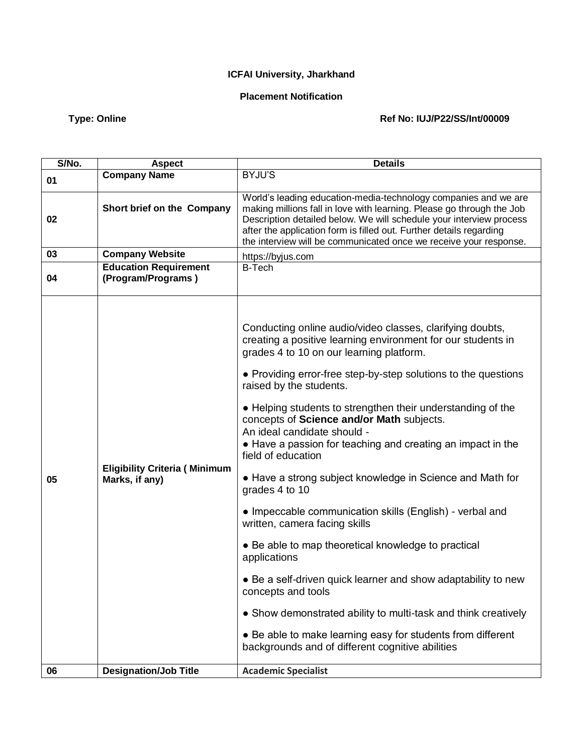**ICFAI University, Jharkhand**

**Placement Notification**

**Type: Online** **Ref No: IUJ/P22/SS/Int/00009**

| S/No. | Aspect | Details |
|---|---|---|
| 01 | **Company Name** | BYJU'S |
| 02 | **Short brief on the Company** | World's leading education-media-technology companies and we are making millions fall in love with learning. Please go through the Job Description detailed below. We will schedule your interview process after the application form is filled out. Further details regarding the interview will be communicated once we receive your response. |
| 03 | **Company Website** | https://byjus.com |
| 04 | **Education Requirement (Program/Programs )** | B-Tech |
| 05 | **Eligibility Criteria ( Minimum Marks, if any)** | Conducting online audio/video classes, clarifying doubts, creating a positive learning environment for our students in grades 4 to 10 on our learning platform.<br><br>● Providing error-free step-by-step solutions to the questions raised by the students.<br><br>● Helping students to strengthen their understanding of the concepts of **Science and/or Math** subjects.<br>An ideal candidate should -<br>● Have a passion for teaching and creating an impact in the field of education<br><br>● Have a strong subject knowledge in Science and Math for grades 4 to 10<br><br>● Impeccable communication skills (English) - verbal and written, camera facing skills<br><br>● Be able to map theoretical knowledge to practical applications<br><br>● Be a self-driven quick learner and show adaptability to new concepts and tools<br><br>● Show demonstrated ability to multi-task and think creatively<br><br>● Be able to make learning easy for students from different backgrounds and of different cognitive abilities |
| 06 | **Designation/Job Title** | **Academic Specialist** |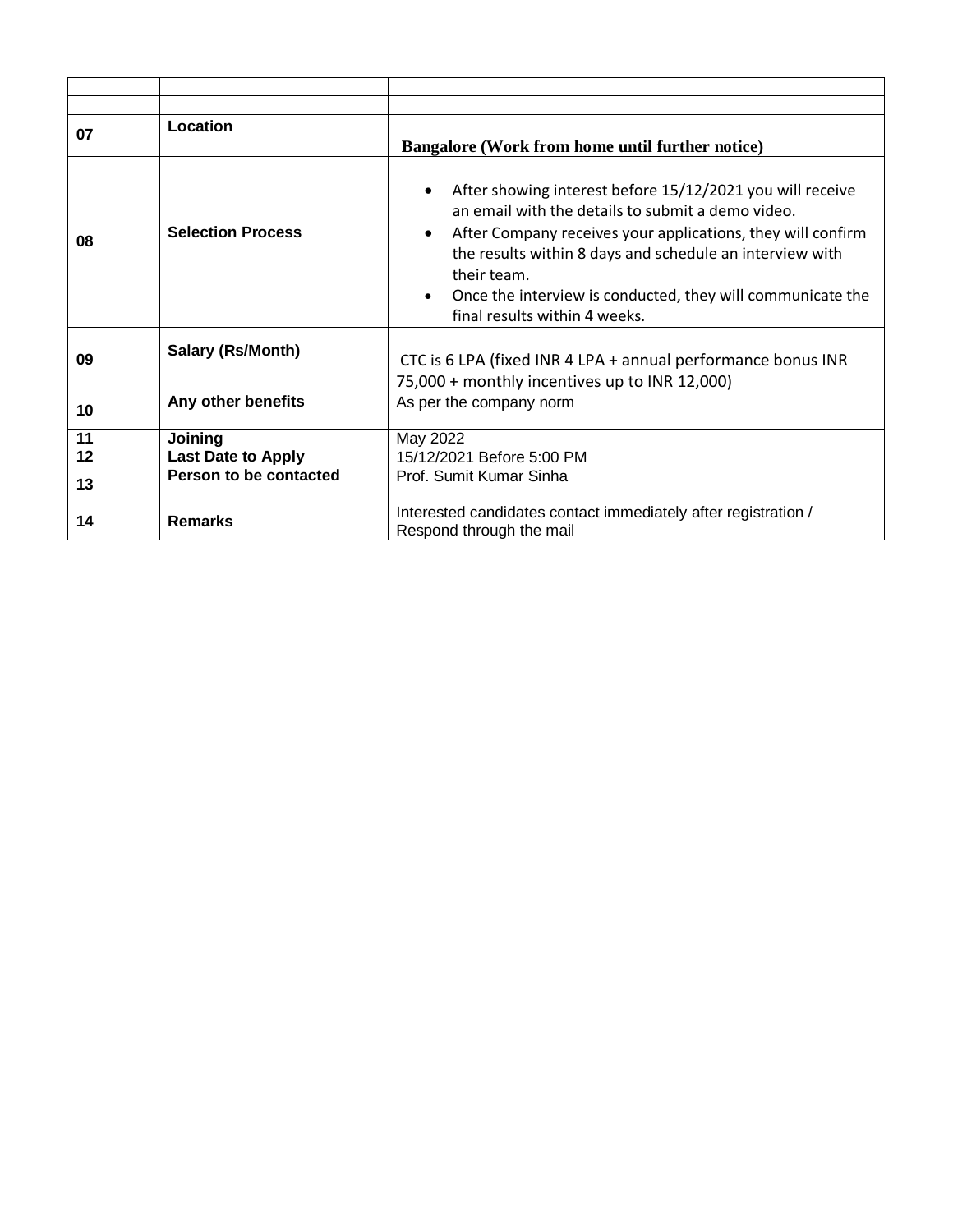| | | |
|---|---|---|
| | | |
| | | |
| 07 | **Location** | **Bangalore (Work from home until further notice)** |
| 08 | **Selection Process** | • After showing interest before 15/12/2021 you will receive an email with the details to submit a demo video.<br>• After Company receives your applications, they will confirm the results within 8 days and schedule an interview with their team.<br>• Once the interview is conducted, they will communicate the final results within 4 weeks. |
| 09 | **Salary (Rs/Month)** | CTC is 6 LPA (fixed INR 4 LPA + annual performance bonus INR 75,000 + monthly incentives up to INR 12,000) |
| 10 | **Any other benefits** | As per the company norm |
| 11 | **Joining** | May 2022 |
| 12 | **Last Date to Apply** | 15/12/2021 Before 5:00 PM |
| 13 | **Person to be contacted** | Prof. Sumit Kumar Sinha |
| 14 | **Remarks** | Interested candidates contact immediately after registration / Respond through the mail |